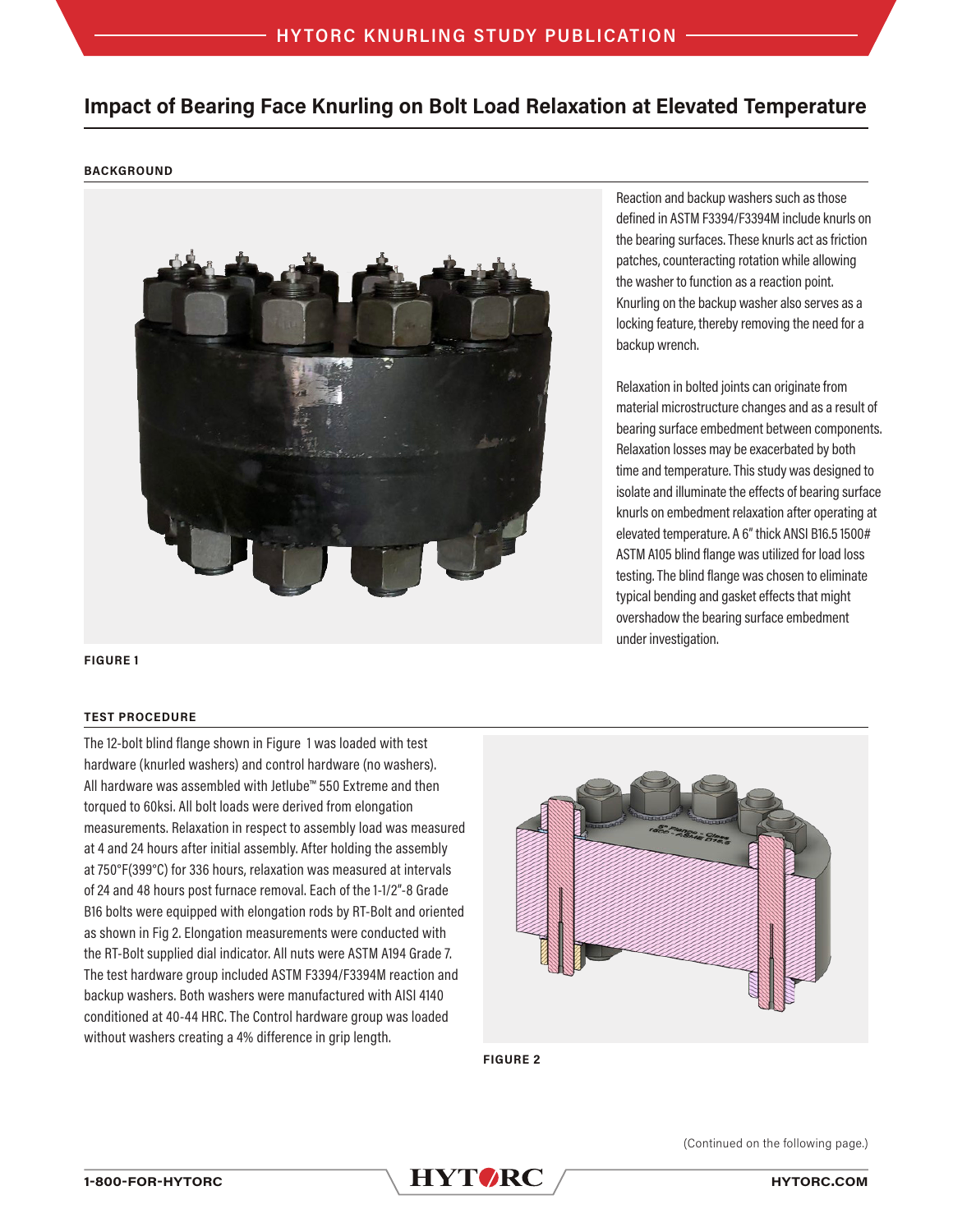# Impact of Bearing Face Knurling on Bolt Load Relaxation at Elevated Temperature

## BACKGROUND

FIGURE 1

Reaction and backup washers such as those defined in ASTM F3394/F3394M include knurls on the bearing surfaces. These knurls act as friction patches, counteracting rotation while allowing the washer to function as a reaction point. Knurling on the backup washer also serves as a locking feature, thereby removing the need for a backup wrench.

Relaxation in bolted joints can originate from material microstructure changes and as a result of bearing surface embedment between components. Relaxation losses may be exacerbated by both time and temperature. This study was designed to isolate and illuminate the effects of bearing surface knurls on embedment relaxation after operating at elevated temperature. A 6" thick ANSI B16.5 1500# ASTM A105 blind flange was utilized for load loss testing. The blind flange was chosen to eliminate typical bending and gasket effects that might overshadow the bearing surface embedment under investigation.

## TEST PROCEDURE

The 12-bolt blind flange shown in Figure 1 was loaded with test hardware (knurled washers) and control hardware (no washers). All hardware was assembled with Jetlube™ 550 Extreme and then torqued to 60ksi. All bolt loads were derived from elongation measurements. Relaxation in respect to assembly load was measured at 4 and 24 hours after initial assembly. After holding the assembly at 750°F(399°C) for 336 hours, relaxation was measured at intervals of 24 and 48 hours post furnace removal. Each of the 1-1/2"-8 Grade B16 bolts were equipped with elongation rods by RT-Bolt and oriented as shown in Fig 2. Elongation measurements were conducted with the RT-Bolt supplied dial indicator. All nuts were ASTM A194 Grade 7. The test hardware group included ASTM F3394/F3394M reaction and backup washers. Both washers were manufactured with AISI 4140 conditioned at 40-44 HRC. The Control hardware group was loaded without washers creating a 4% difference in grip length.

FIGURE 2

(Continued on the following page.)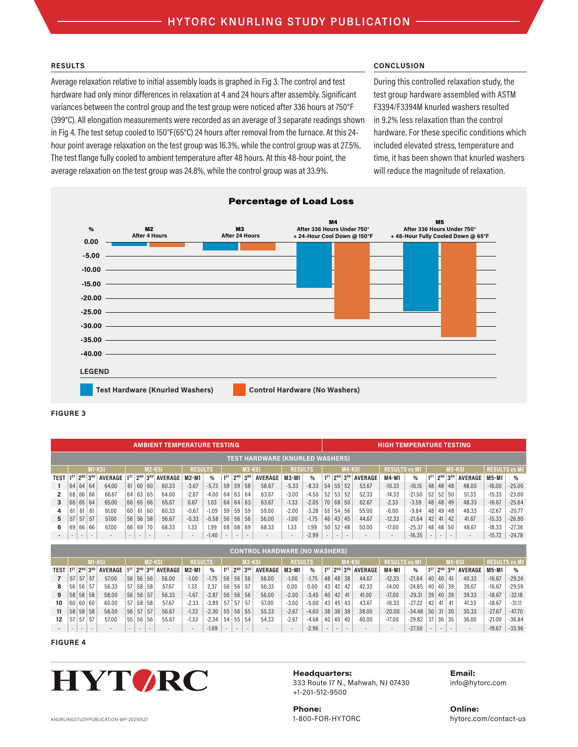## HYTORC KNURLING STUDY PUBLICATION

### RESULTS

Average relaxation relative to initial assembly loads is graphed in Fig 3. The control and test hardware had only minor differences in relaxation at 4 and 24 hours after assembly. Significant variances between the control group and the test group were noticed after 336 hours at 750°F (399°C). All elongation measurements were recorded as an average of 3 separate readings shown in Fig 4. The test setup cooled to 150°F(65°C) 24 hours after removal from the furnace. At this 24-hour point average relaxation on the test group was 16.3%, while the control group was at 27.5%. The test flange fully cooled to ambient temperature after 48 hours. At this 48-hour point, the average relaxation on the test group was 24.8%, while the control group was at 33.9%.

### CONCLUSION

During this controlled relaxation study, the test group hardware assembled with ASTM F3394/F3394M knurled washers resulted in 9.2% less relaxation than the control hardware. For these specific conditions which included elevated stress, temperature and time, it has been shown that knurled washers will reduce the magnitude of relaxation.

**Percentage of Load Loss**

%
0.00
-5.00
-10.00
-15.00
-20.00
-25.00
-30.00
-35.00
-40.00

M2
After 4 Hours

M3
After 24 Hours

M4
After 336 Hours Under 750° + 24-Hour Cool Down @ 150°F

M5
After 336 Hours Under 750° + 48-Hour Fully Cooled Down @ 65°F

LEGEND
Test Hardware (Knurled Washers)
Control Hardware (No Washers)

**FIGURE 3**

**AMBIENT TEMPERATURE TESTING / HIGH TEMPERATURE TESTING**

**TEST HARDWARE (KNURLED WASHERS)**

| | M1-KSI | | | | M2-KSI | | | | RESULTS | | M3-KSI | | | | RESULTS | | M4-KSI | | | | RESULTS vs M1 | | M5-KSI | | | | RESULTS vs M1 | |
|---|---|---|---|---|---|---|---|---|---|---|---|---|---|---|---|---|---|---|---|---|---|---|---|---|---|---|---|---|
| TEST | 1ST | 2ND | 3RD | AVERAGE | 1ST | 2ND | 3RD | AVERAGE | M2-M1 | % | 1ST | 2ND | 3RD | AVERAGE | M3-M1 | % | 1ST | 2ND | 3RD | AVERAGE | M4-M1 | % | 1ST | 2ND | 3RD | AVERAGE | M5-M1 | % |
| 1 | 64 | 64 | 64 | 64.00 | 61 | 60 | 60 | 60.33 | -3.67 | -5.73 | 59 | 59 | 58 | 58.67 | -5.33 | -8.33 | 54 | 55 | 52 | 53.67 | -10.33 | -16.15 | 48 | 48 | 48 | 48.00 | -16.00 | -25.00 |
| 2 | 68 | 66 | 66 | 66.67 | 64 | 63 | 65 | 64.00 | -2.67 | -4.00 | 64 | 63 | 64 | 63.67 | -3.00 | -4.50 | 52 | 53 | 52 | 52.33 | -14.33 | -21.50 | 52 | 52 | 50 | 51.33 | -15.33 | -23.00 |
| 3 | 66 | 65 | 64 | 65.00 | 66 | 65 | 66 | 65.67 | 0.67 | 1.03 | 64 | 64 | 63 | 63.67 | -1.33 | -2.05 | 70 | 68 | 50 | 62.67 | -2.33 | -3.59 | 48 | 48 | 49 | 48.33 | -16.67 | -25.64 |
| 4 | 61 | 61 | 61 | 61.00 | 60 | 61 | 60 | 60.33 | -0.67 | -1.09 | 59 | 59 | 59 | 59.00 | -2.00 | -3.28 | 55 | 54 | 56 | 55.00 | -6.00 | -9.84 | 48 | 49 | 48 | 48.33 | -12.67 | -20.77 |
| 5 | 57 | 57 | 57 | 57.00 | 56 | 56 | 58 | 56.67 | -0.33 | -0.58 | 56 | 56 | 56 | 56.00 | -1.00 | -1.75 | 46 | 43 | 45 | 44.67 | -12.33 | -21.64 | 42 | 41 | 42 | 41.67 | -15.33 | -26.90 |
| 6 | 69 | 66 | 66 | 67.00 | 66 | 69 | 70 | 68.33 | 1.33 | 1.99 | 68 | 68 | 69 | 68.33 | 1.33 | 1.99 | 50 | 52 | 48 | 50.00 | -17.00 | -25.37 | 48 | 48 | 50 | 48.67 | -18.33 | -27.36 |
| - | - | - | - | - | - | - | - | - | - | -1.40 | - | - | - | - | - | -2.99 | - | - | - | - | - | -16.35 | - | - | - | - | -15.72 | -24.78 |

**CONTROL HARDWARE (NO WASHERS)**

| | M1-KSI | | | | M2-KSI | | | | RESULTS | | M3-KSI | | | | RESULTS | | M4-KSI | | | | RESULTS vs M1 | | M5-KSI | | | | RESULTS vs M1 | |
|---|---|---|---|---|---|---|---|---|---|---|---|---|---|---|---|---|---|---|---|---|---|---|---|---|---|---|---|---|
| TEST | 1ST | 2ND | 3RD | AVERAGE | 1ST | 2ND | 3RD | AVERAGE | M2-M1 | % | 1ST | 2ND | 3RD | AVERAGE | M3-M1 | % | 1ST | 2ND | 3RD | AVERAGE | M4-M1 | % | 1ST | 2ND | 3RD | AVERAGE | M5-M1 | % |
| 7 | 57 | 57 | 57 | 57.00 | 56 | 56 | 56 | 56.00 | -1.00 | -1.75 | 56 | 56 | 56 | 56.00 | -1.00 | -1.75 | 48 | 48 | 38 | 44.67 | -12.33 | -21.64 | 40 | 40 | 41 | 40.33 | -16.67 | -29.24 |
| 8 | 56 | 56 | 57 | 56.33 | 57 | 58 | 58 | 57.67 | 1.33 | 2.37 | 56 | 56 | 57 | 56.33 | 0.00 | 0.00 | 43 | 42 | 42 | 42.33 | -14.00 | -24.85 | 40 | 40 | 39 | 39.67 | -16.67 | -29.59 |
| 9 | 58 | 58 | 58 | 58.00 | 56 | 56 | 57 | 56.33 | -1.67 | -2.87 | 56 | 56 | 56 | 56.00 | -2.00 | -3.45 | 40 | 42 | 41 | 41.00 | -17.00 | -29.31 | 39 | 40 | 39 | 39.33 | -18.67 | -32.18 |
| 10 | 60 | 60 | 60 | 60.00 | 57 | 58 | 58 | 57.67 | -2.33 | -3.89 | 57 | 57 | 57 | 57.00 | -3.00 | -5.00 | 43 | 45 | 43 | 43.67 | -16.33 | -27.22 | 42 | 41 | 41 | 41.33 | -18.67 | -31.11 |
| 11 | 58 | 58 | 58 | 58.00 | 56 | 57 | 57 | 56.67 | -1.33 | -2.30 | 55 | 56 | 55 | 55.33 | -2.67 | -4.60 | 38 | 38 | 38 | 38.00 | -20.00 | -34.48 | 30 | 31 | 30 | 30.33 | -27.67 | -47.70 |
| 12 | 57 | 57 | 57 | 57.00 | 55 | 56 | 56 | 55.67 | -1.33 | -2.34 | 54 | 55 | 54 | 54.33 | -2.67 | -4.68 | 40 | 40 | 40 | 40.00 | -17.00 | -29.82 | 37 | 36 | 35 | 36.00 | -21.00 | -36.84 |
| - | - | - | - | - | - | - | - | - | - | -1.69 | - | - | - | - | - | -2.96 | - | - | - | - | - | -27.50 | - | - | - | - | -19.67 | -33.96 |

**FIGURE 4**

HYTORC

**Headquarters:**
333 Route 17 N., Mahwah, NJ 07430
+1-201-512-9500

**Email:**
info@hytorc.com

**Phone:**
1-800-FOR-HYTORC

**Online:**
hytorc.com/contact-us

KNURLINGSTUDYPUBLICATION-WP-20210527